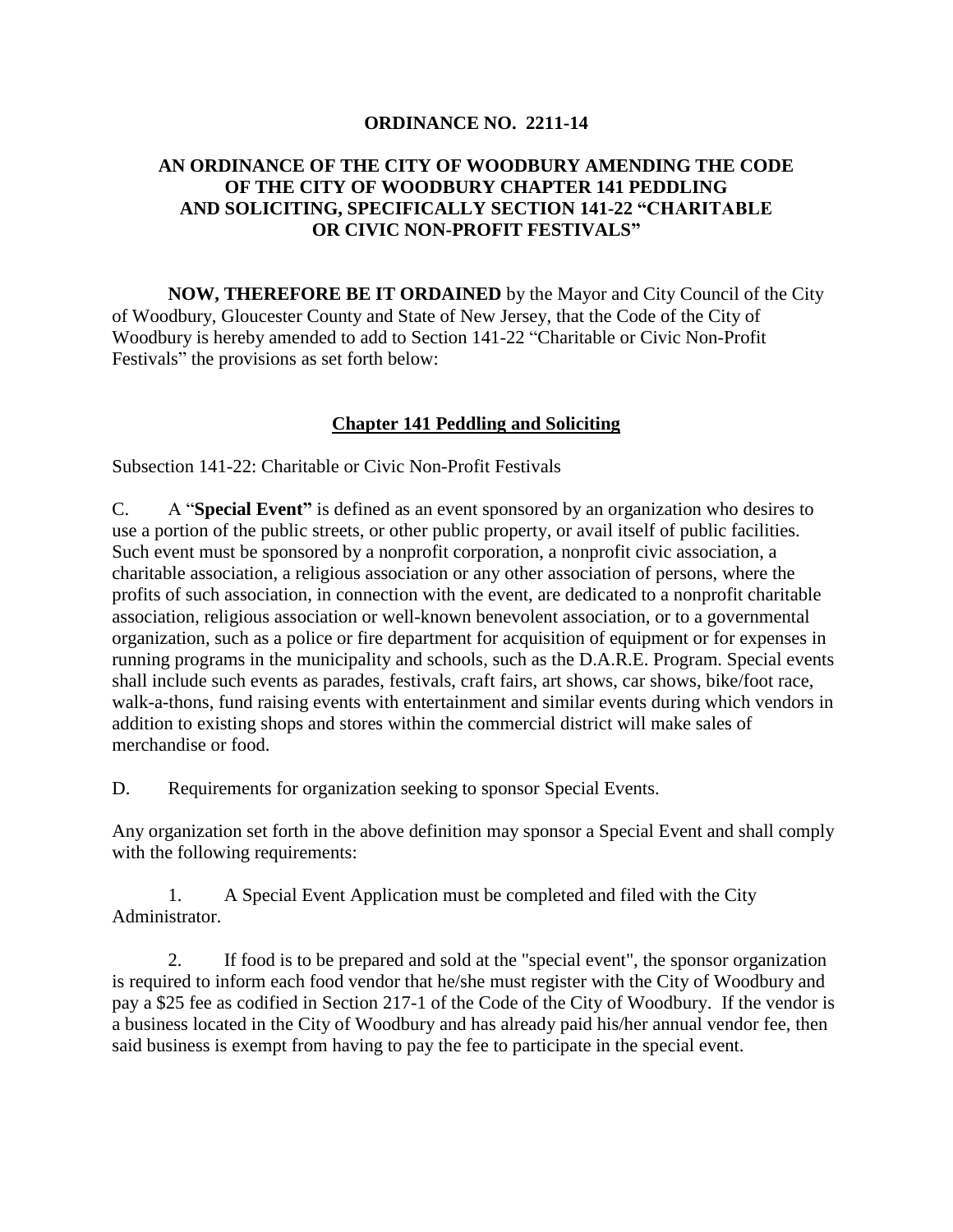**ORDINANCE NO. 2211-14**

**AN ORDINANCE OF THE CITY OF WOODBURY AMENDING THE CODE OF THE CITY OF WOODBURY CHAPTER 141 PEDDLING AND SOLICITING, SPECIFICALLY SECTION 141-22 "CHARITABLE OR CIVIC NON-PROFIT FESTIVALS"**

**NOW, THEREFORE BE IT ORDAINED** by the Mayor and City Council of the City of Woodbury, Gloucester County and State of New Jersey, that the Code of the City of Woodbury is hereby amended to add to Section 141-22 "Charitable or Civic Non-Profit Festivals" the provisions as set forth below:

**Chapter 141 Peddling and Soliciting**

Subsection 141-22: Charitable or Civic Non-Profit Festivals

C. A "**Special Event"** is defined as an event sponsored by an organization who desires to use a portion of the public streets, or other public property, or avail itself of public facilities. Such event must be sponsored by a nonprofit corporation, a nonprofit civic association, a charitable association, a religious association or any other association of persons, where the profits of such association, in connection with the event, are dedicated to a nonprofit charitable association, religious association or well-known benevolent association, or to a governmental organization, such as a police or fire department for acquisition of equipment or for expenses in running programs in the municipality and schools, such as the D.A.R.E. Program. Special events shall include such events as parades, festivals, craft fairs, art shows, car shows, bike/foot race, walk-a-thons, fund raising events with entertainment and similar events during which vendors in addition to existing shops and stores within the commercial district will make sales of merchandise or food.

D. Requirements for organization seeking to sponsor Special Events.

Any organization set forth in the above definition may sponsor a Special Event and shall comply with the following requirements:

1. A Special Event Application must be completed and filed with the City Administrator.

2. If food is to be prepared and sold at the "special event", the sponsor organization is required to inform each food vendor that he/she must register with the City of Woodbury and pay a $25 fee as codified in Section 217-1 of the Code of the City of Woodbury. If the vendor is a business located in the City of Woodbury and has already paid his/her annual vendor fee, then said business is exempt from having to pay the fee to participate in the special event.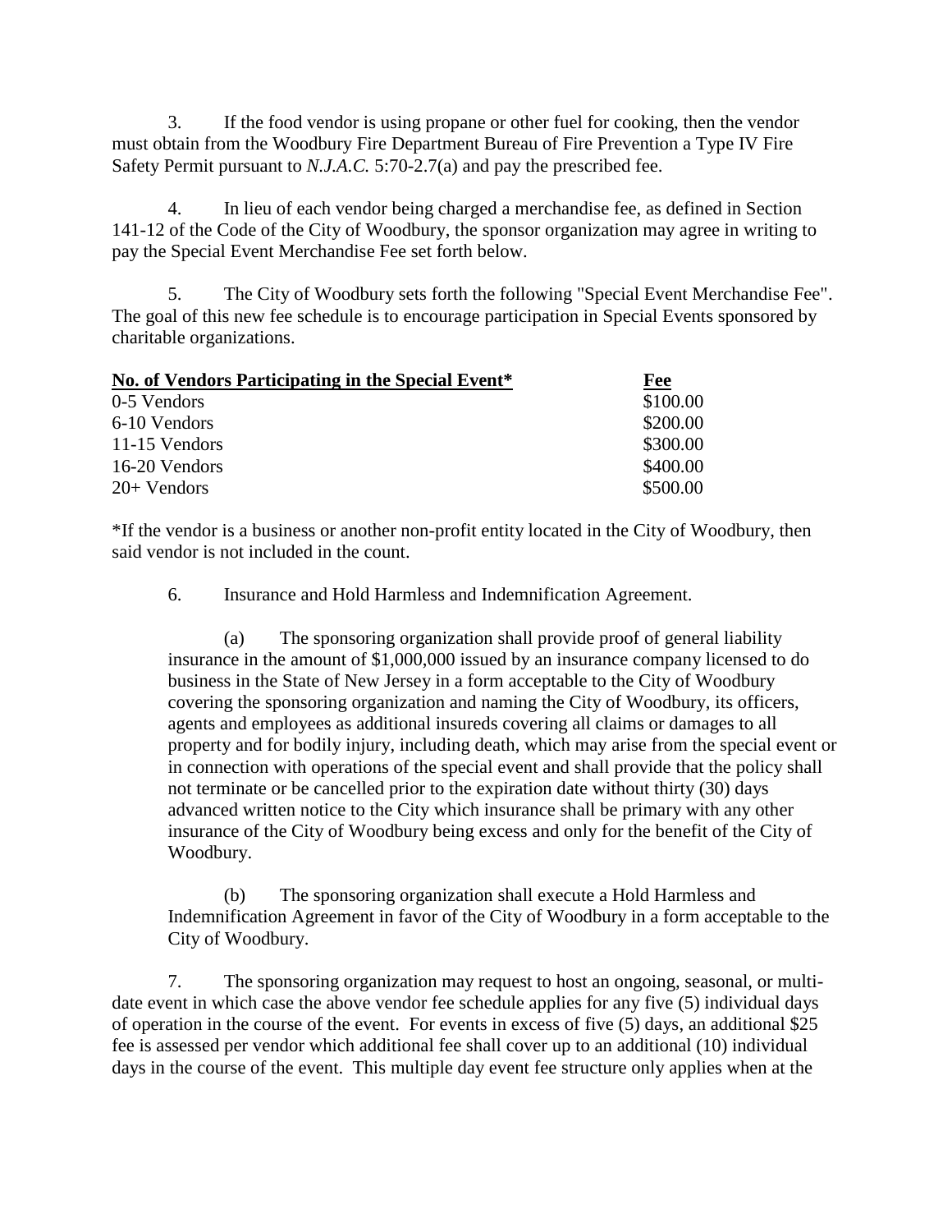3. If the food vendor is using propane or other fuel for cooking, then the vendor must obtain from the Woodbury Fire Department Bureau of Fire Prevention a Type IV Fire Safety Permit pursuant to *N.J.A.C.* 5:70-2.7(a) and pay the prescribed fee.

4. In lieu of each vendor being charged a merchandise fee, as defined in Section 141-12 of the Code of the City of Woodbury, the sponsor organization may agree in writing to pay the Special Event Merchandise Fee set forth below.

5. The City of Woodbury sets forth the following "Special Event Merchandise Fee". The goal of this new fee schedule is to encourage participation in Special Events sponsored by charitable organizations.

| No. of Vendors Participating in the Special Event* | Fee |
|---|---|
| 0-5 Vendors | \$100.00 |
| 6-10 Vendors | \$200.00 |
| 11-15 Vendors | \$300.00 |
| 16-20 Vendors | \$400.00 |
| 20+ Vendors | \$500.00 |

*If the vendor is a business or another non-profit entity located in the City of Woodbury, then said vendor is not included in the count.

6. Insurance and Hold Harmless and Indemnification Agreement.

(a) The sponsoring organization shall provide proof of general liability insurance in the amount of \$1,000,000 issued by an insurance company licensed to do business in the State of New Jersey in a form acceptable to the City of Woodbury covering the sponsoring organization and naming the City of Woodbury, its officers, agents and employees as additional insureds covering all claims or damages to all property and for bodily injury, including death, which may arise from the special event or in connection with operations of the special event and shall provide that the policy shall not terminate or be cancelled prior to the expiration date without thirty (30) days advanced written notice to the City which insurance shall be primary with any other insurance of the City of Woodbury being excess and only for the benefit of the City of Woodbury.

(b) The sponsoring organization shall execute a Hold Harmless and Indemnification Agreement in favor of the City of Woodbury in a form acceptable to the City of Woodbury.

7. The sponsoring organization may request to host an ongoing, seasonal, or multi-date event in which case the above vendor fee schedule applies for any five (5) individual days of operation in the course of the event. For events in excess of five (5) days, an additional \$25 fee is assessed per vendor which additional fee shall cover up to an additional (10) individual days in the course of the event. This multiple day event fee structure only applies when at the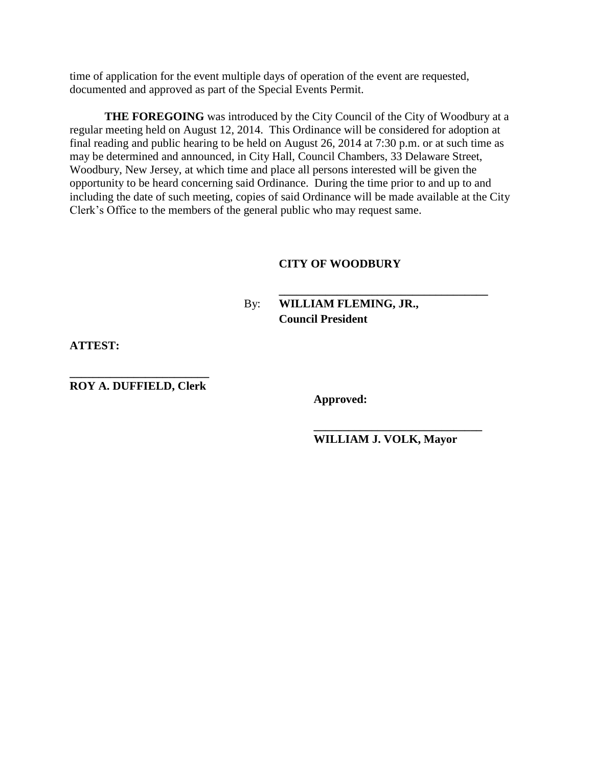time of application for the event multiple days of operation of the event are requested, documented and approved as part of the Special Events Permit.

**THE FOREGOING** was introduced by the City Council of the City of Woodbury at a regular meeting held on August 12, 2014. This Ordinance will be considered for adoption at final reading and public hearing to be held on August 26, 2014 at 7:30 p.m. or at such time as may be determined and announced, in City Hall, Council Chambers, 33 Delaware Street, Woodbury, New Jersey, at which time and place all persons interested will be given the opportunity to be heard concerning said Ordinance. During the time prior to and up to and including the date of such meeting, copies of said Ordinance will be made available at the City Clerk's Office to the members of the general public who may request same.

**CITY OF WOODBURY**

By: ______________________________
**WILLIAM FLEMING, JR.,**
**Council President**

**ATTEST:**

______________________________
**ROY A. DUFFIELD, Clerk**

**Approved:**

______________________________
**WILLIAM J. VOLK, Mayor**